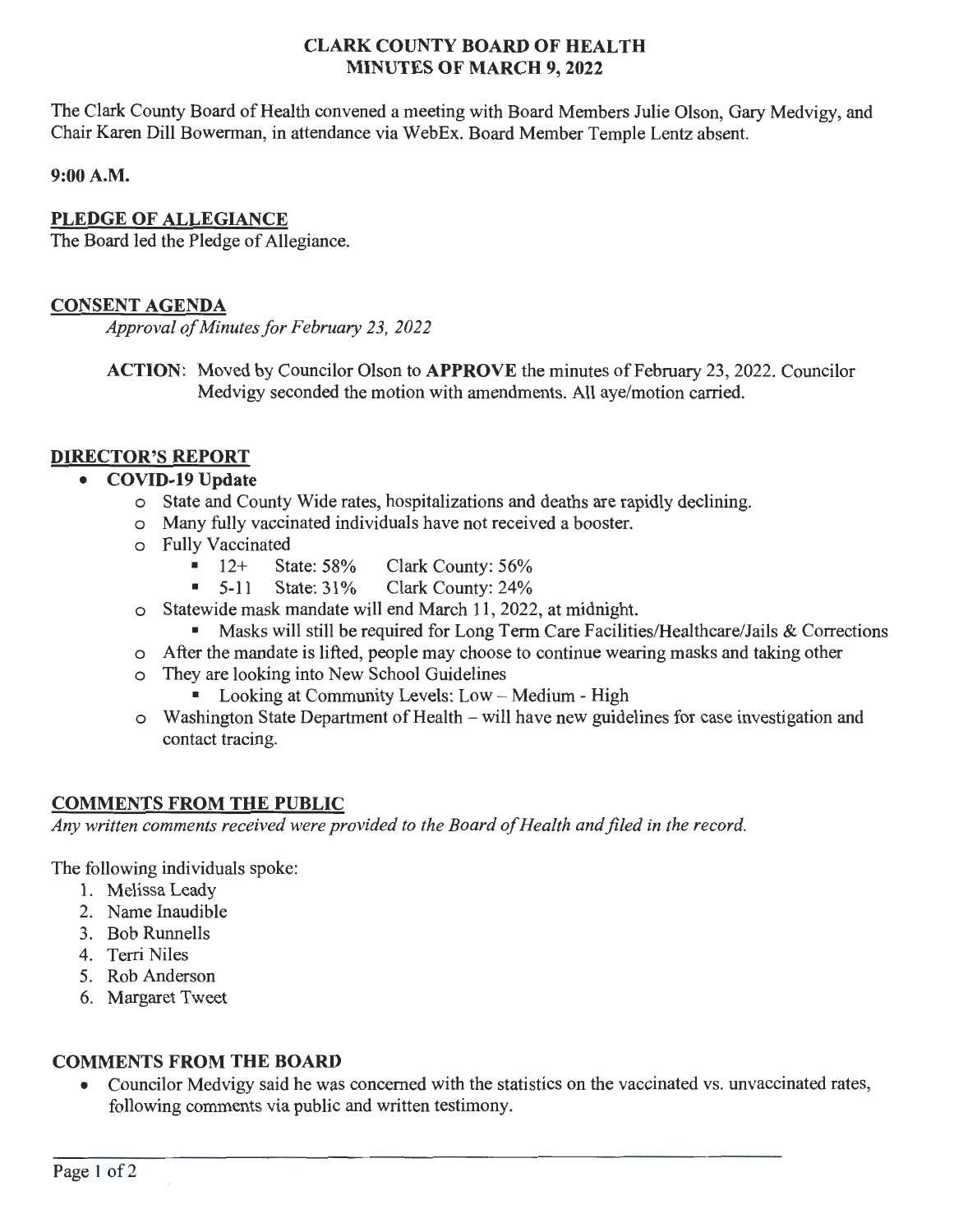# CLARK COUNTY BOARD OF HEALTH
# MINUTES OF MARCH 9, 2022

The Clark County Board of Health convened a meeting with Board Members Julie Olson, Gary Medvigy, and Chair Karen Dill Bowerman, in attendance via WebEx. Board Member Temple Lentz absent.

**9:00 A.M.**

## PLEDGE OF ALLEGIANCE

The Board led the Pledge of Allegiance.

## CONSENT AGENDA

*Approval of Minutes for February 23, 2022*

**ACTION**: Moved by Councilor Olson to **APPROVE** the minutes of February 23, 2022. Councilor Medvigy seconded the motion with amendments. All aye/motion carried.

## DIRECTOR'S REPORT

- **COVID-19 Update**
  - State and County Wide rates, hospitalizations and deaths are rapidly declining.
  - Many fully vaccinated individuals have not received a booster.
  - Fully Vaccinated
    - 12+ State: 58% Clark County: 56%
    - 5-11 State: 31% Clark County: 24%
  - Statewide mask mandate will end March 11, 2022, at midnight.
    - Masks will still be required for Long Term Care Facilities/Healthcare/Jails & Corrections
  - After the mandate is lifted, people may choose to continue wearing masks and taking other
  - They are looking into New School Guidelines
    - Looking at Community Levels: Low – Medium - High
  - Washington State Department of Health – will have new guidelines for case investigation and contact tracing.

## COMMENTS FROM THE PUBLIC

*Any written comments received were provided to the Board of Health and filed in the record.*

The following individuals spoke:

1. Melissa Leady
2. Name Inaudible
3. Bob Runnells
4. Terri Niles
5. Rob Anderson
6. Margaret Tweet

## COMMENTS FROM THE BOARD

- Councilor Medvigy said he was concerned with the statistics on the vaccinated vs. unvaccinated rates, following comments via public and written testimony.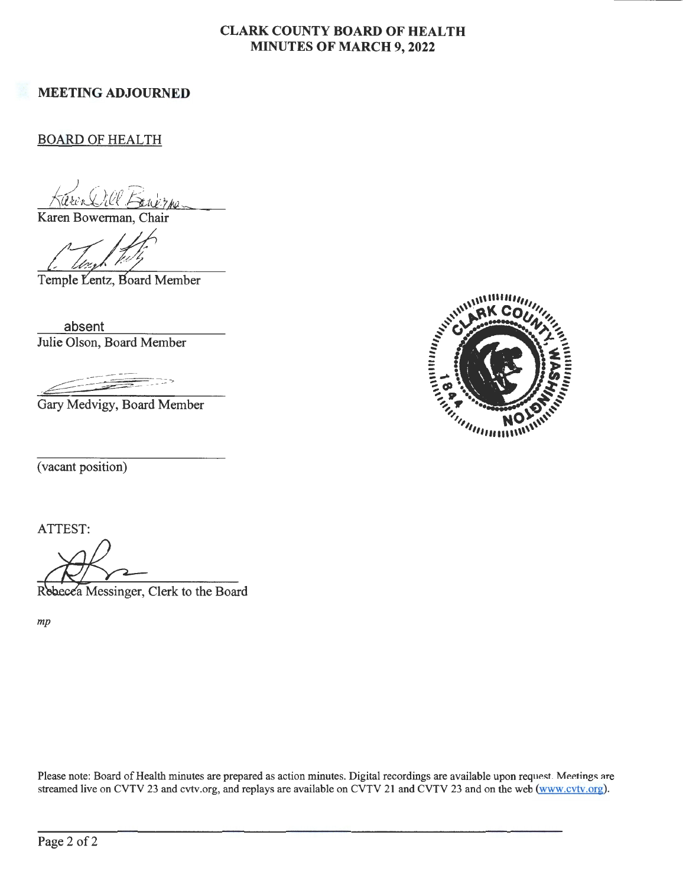**CLARK COUNTY BOARD OF HEALTH**
**MINUTES OF MARCH 9, 2022**

## MEETING ADJOURNED

BOARD OF HEALTH

Karen Bowerman, Chair

Temple Lentz, Board Member

absent
Julie Olson, Board Member

Gary Medvigy, Board Member

(vacant position)

ATTEST:

Rebecca Messinger, Clerk to the Board

*mp*

Please note: Board of Health minutes are prepared as action minutes. Digital recordings are available upon request. Meetings are streamed live on CVTV 23 and cvtv.org, and replays are available on CVTV 21 and CVTV 23 and on the web (www.cvtv.org).